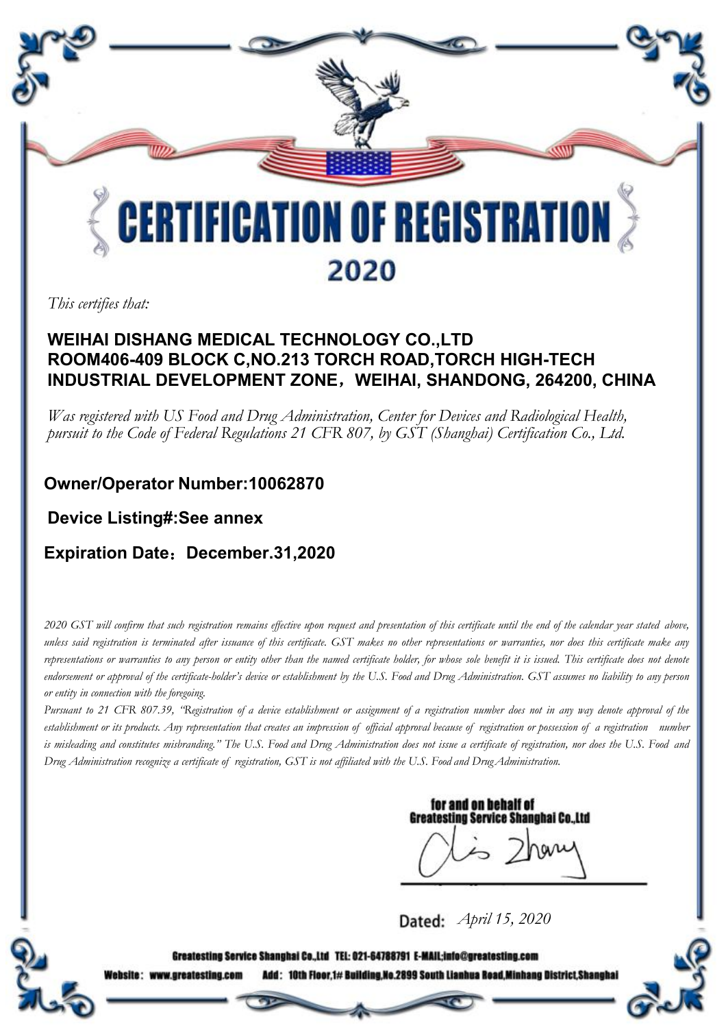# CERTIFICATION OF REGISTRATION

## 2020

*This certifies that:*

**WEIHAI DISHANG MEDICAL TECHNOLOGY CO.,LTD**
**ROOM406-409 BLOCK C,NO.213 TORCH ROAD,TORCH HIGH-TECH INDUSTRIAL DEVELOPMENT ZONE，WEIHAI, SHANDONG, 264200, CHINA**

*Was registered with US Food and Drug Administration, Center for Devices and Radiological Health, pursuit to the Code of Federal Regulations 21 CFR 807, by GST (Shanghai) Certification Co., Ltd.*

**Owner/Operator Number:10062870**

**Device Listing#:See annex**

**Expiration Date：December.31,2020**

*2020 GST will confirm that such registration remains effective upon request and presentation of this certificate until the end of the calendar year stated above, unless said registration is terminated after issuance of this certificate. GST makes no other representations or warranties, nor does this certificate make any representations or warranties to any person or entity other than the named certificate holder, for whose sole benefit it is issued. This certificate does not denote endorsement or approval of the certificate-holder's device or establishment by the U.S. Food and Drug Administration. GST assumes no liability to any person or entity in connection with the foregoing.*

*Pursuant to 21 CFR 807.39, "Registration of a device establishment or assignment of a registration number does not in any way denote approval of the establishment or its products. Any representation that creates an impression of official approval because of registration or possession of a registration number is misleading and constitutes misbranding." The U.S. Food and Drug Administration does not issue a certificate of registration, nor does the U.S. Food and Drug Administration recognize a certificate of registration, GST is not affiliated with the U.S. Food and Drug Administration.*

for and on behalf of
Greatesting Service Shanghai Co.,Ltd

Lis Zhang

Dated: *April 15, 2020*

Greatesting Service Shanghai Co.,Ltd TEL: 021-64788791 E-MAIL:info@greatesting.com
Website: www.greatesting.com Add: 10th Floor,1# Building,No.2899 South Lianhua Road,Minhang District,Shanghai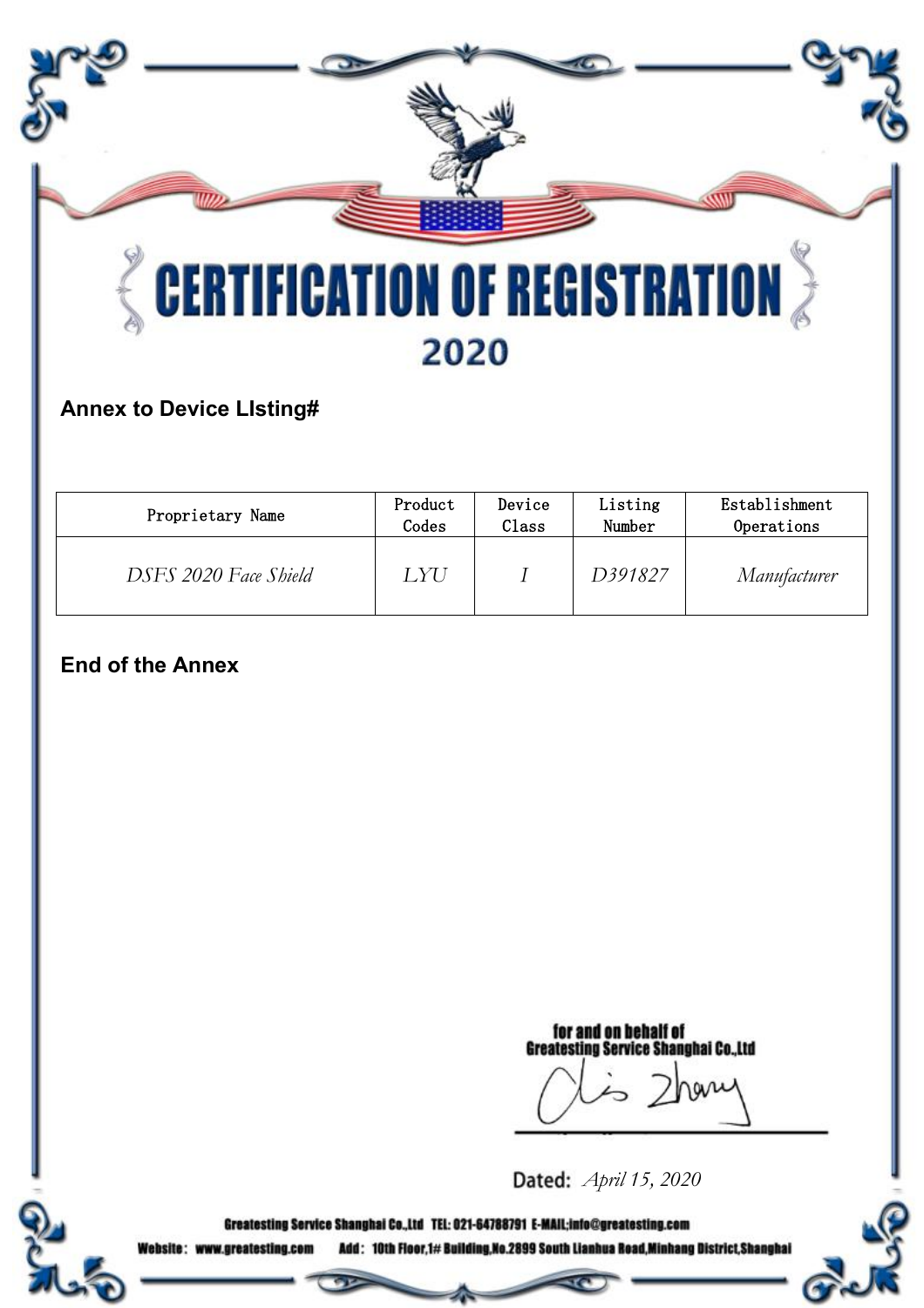# CERTIFICATION OF REGISTRATION

## 2020

**Annex to Device LIsting#**

| Proprietary Name | Product Codes | Device Class | Listing Number | Establishment Operations |
|---|---|---|---|---|
| *DSFS 2020 Face Shield* | *LYU* | *I* | *D391827* | *Manufacturer* |

**End of the Annex**

for and on behalf of
Greatesting Service Shanghai Co.,Ltd

Dated: *April 15, 2020*

Greatesting Service Shanghai Co.,Ltd TEL: 021-64788791 E-MAIL:info@greatesting.com
Website: www.greatesting.com Add: 10th Floor,1# Building,No.2899 South Lianhua Road,Minhang District,Shanghai